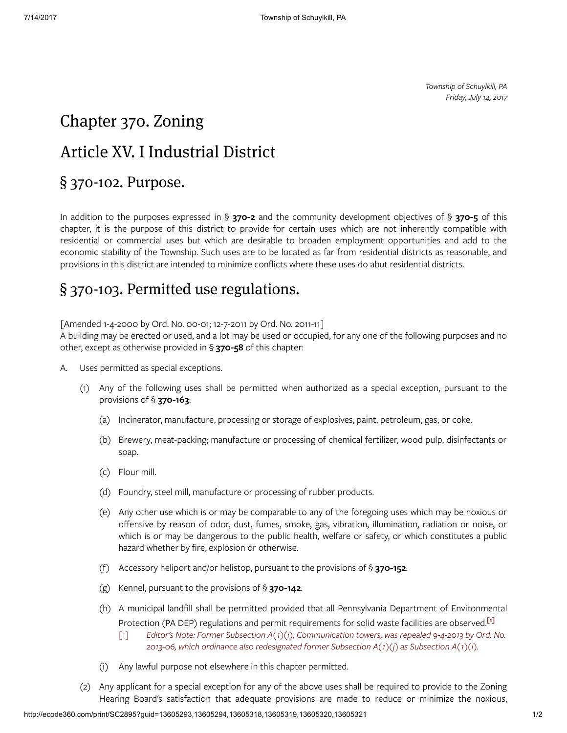*Township of Schuylkill, PA*
*Friday, July 14, 2017*

# Chapter 370. Zoning

# Article XV. I Industrial District

## § 370-102. Purpose.

In addition to the purposes expressed in § **370-2** and the community development objectives of § **370-5** of this chapter, it is the purpose of this district to provide for certain uses which are not inherently compatible with residential or commercial uses but which are desirable to broaden employment opportunities and add to the economic stability of the Township. Such uses are to be located as far from residential districts as reasonable, and provisions in this district are intended to minimize conflicts where these uses do abut residential districts.

## § 370-103. Permitted use regulations.

[Amended 1-4-2000 by Ord. No. 00-01; 12-7-2011 by Ord. No. 2011-11]
A building may be erected or used, and a lot may be used or occupied, for any one of the following purposes and no other, except as otherwise provided in § **370-58** of this chapter:

A. Uses permitted as special exceptions.

(1) Any of the following uses shall be permitted when authorized as a special exception, pursuant to the provisions of § **370-163**:

(a) Incinerator, manufacture, processing or storage of explosives, paint, petroleum, gas, or coke.

(b) Brewery, meat-packing; manufacture or processing of chemical fertilizer, wood pulp, disinfectants or soap.

(c) Flour mill.

(d) Foundry, steel mill, manufacture or processing of rubber products.

(e) Any other use which is or may be comparable to any of the foregoing uses which may be noxious or offensive by reason of odor, dust, fumes, smoke, gas, vibration, illumination, radiation or noise, or which is or may be dangerous to the public health, welfare or safety, or which constitutes a public hazard whether by fire, explosion or otherwise.

(f) Accessory heliport and/or helistop, pursuant to the provisions of § **370-152**.

(g) Kennel, pursuant to the provisions of § **370-142**.

(h) A municipal landfill shall be permitted provided that all Pennsylvania Department of Environmental Protection (PA DEP) regulations and permit requirements for solid waste facilities are observed.[1]

[1] *Editor's Note: Former Subsection A(1)(i), Communication towers, was repealed 9-4-2013 by Ord. No. 2013-06, which ordinance also redesignated former Subsection A(1)(j) as Subsection A(1)(i).*

(i) Any lawful purpose not elsewhere in this chapter permitted.

(2) Any applicant for a special exception for any of the above uses shall be required to provide to the Zoning Hearing Board's satisfaction that adequate provisions are made to reduce or minimize the noxious,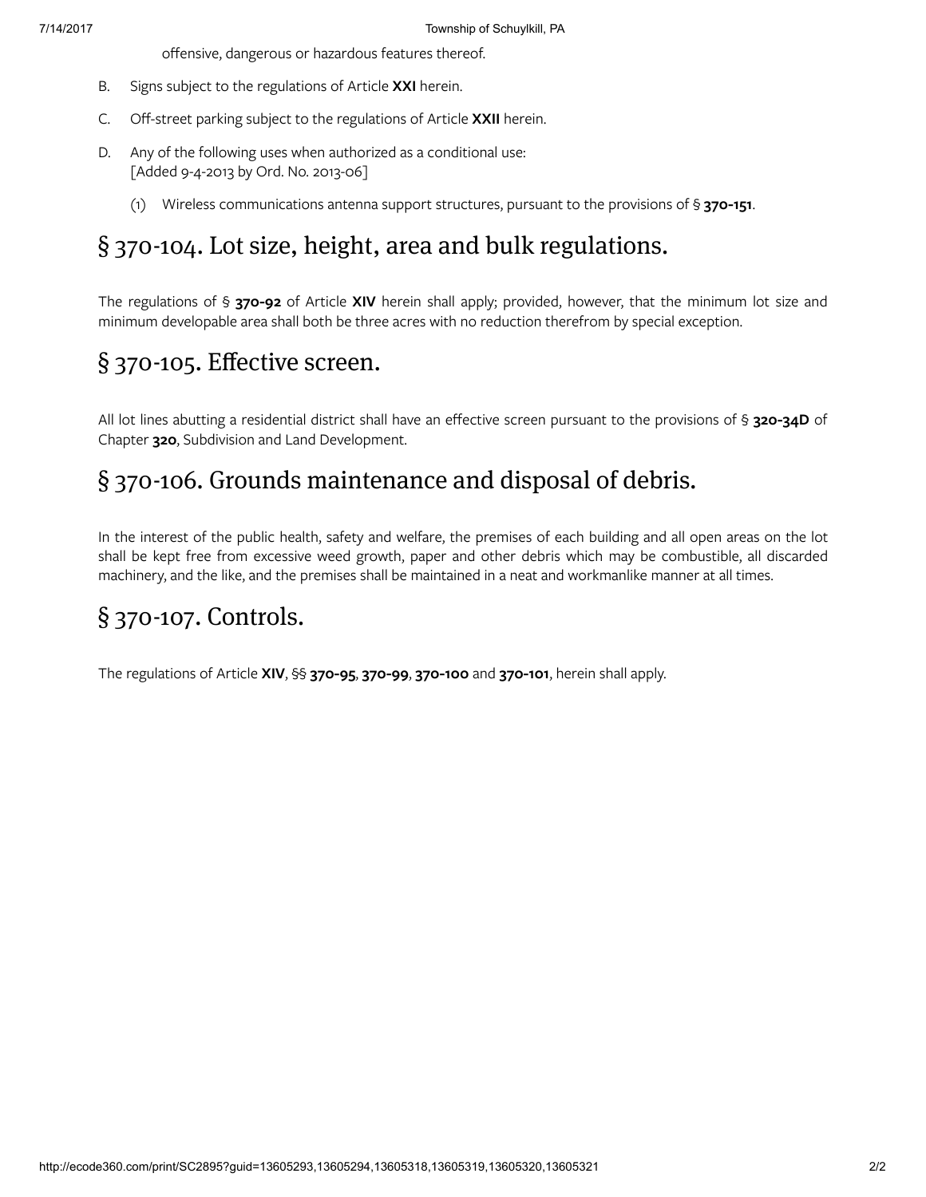offensive, dangerous or hazardous features thereof.

B. Signs subject to the regulations of Article **XXI** herein.

C. Off-street parking subject to the regulations of Article **XXII** herein.

D. Any of the following uses when authorized as a conditional use:
[Added 9-4-2013 by Ord. No. 2013-06]

   (1) Wireless communications antenna support structures, pursuant to the provisions of § **370-151**.

## § 370-104. Lot size, height, area and bulk regulations.

The regulations of § **370-92** of Article **XIV** herein shall apply; provided, however, that the minimum lot size and minimum developable area shall both be three acres with no reduction therefrom by special exception.

## § 370-105. Effective screen.

All lot lines abutting a residential district shall have an effective screen pursuant to the provisions of § **320-34D** of Chapter **320**, Subdivision and Land Development.

## § 370-106. Grounds maintenance and disposal of debris.

In the interest of the public health, safety and welfare, the premises of each building and all open areas on the lot shall be kept free from excessive weed growth, paper and other debris which may be combustible, all discarded machinery, and the like, and the premises shall be maintained in a neat and workmanlike manner at all times.

## § 370-107. Controls.

The regulations of Article **XIV**, §§ **370-95**, **370-99**, **370-100** and **370-101**, herein shall apply.